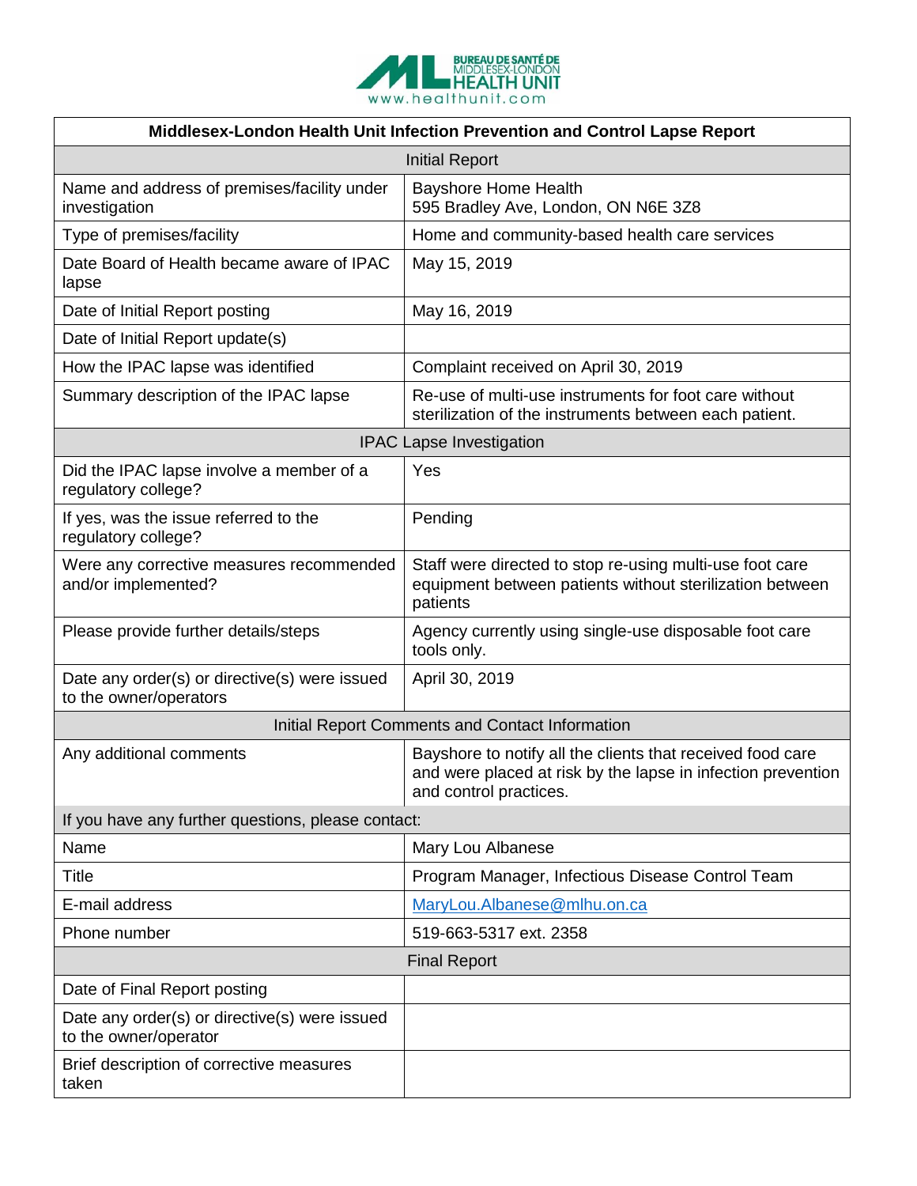BUREAU DE SANTÉ DE MIDDLESEX-LONDON HEALTH UNIT
www.healthunit.com

| Middlesex-London Health Unit Infection Prevention and Control Lapse Report | |
|---|---|
| Initial Report | |
| Name and address of premises/facility under investigation | Bayshore Home Health<br>595 Bradley Ave, London, ON N6E 3Z8 |
| Type of premises/facility | Home and community-based health care services |
| Date Board of Health became aware of IPAC lapse | May 15, 2019 |
| Date of Initial Report posting | May 16, 2019 |
| Date of Initial Report update(s) | |
| How the IPAC lapse was identified | Complaint received on April 30, 2019 |
| Summary description of the IPAC lapse | Re-use of multi-use instruments for foot care without sterilization of the instruments between each patient. |
| IPAC Lapse Investigation | |
| Did the IPAC lapse involve a member of a regulatory college? | Yes |
| If yes, was the issue referred to the regulatory college? | Pending |
| Were any corrective measures recommended and/or implemented? | Staff were directed to stop re-using multi-use foot care equipment between patients without sterilization between patients |
| Please provide further details/steps | Agency currently using single-use disposable foot care tools only. |
| Date any order(s) or directive(s) were issued to the owner/operators | April 30, 2019 |
| Initial Report Comments and Contact Information | |
| Any additional comments | Bayshore to notify all the clients that received food care and were placed at risk by the lapse in infection prevention and control practices. |
| If you have any further questions, please contact: | |
| Name | Mary Lou Albanese |
| Title | Program Manager, Infectious Disease Control Team |
| E-mail address | MaryLou.Albanese@mlhu.on.ca |
| Phone number | 519-663-5317 ext. 2358 |
| Final Report | |
| Date of Final Report posting | |
| Date any order(s) or directive(s) were issued to the owner/operator | |
| Brief description of corrective measures taken | |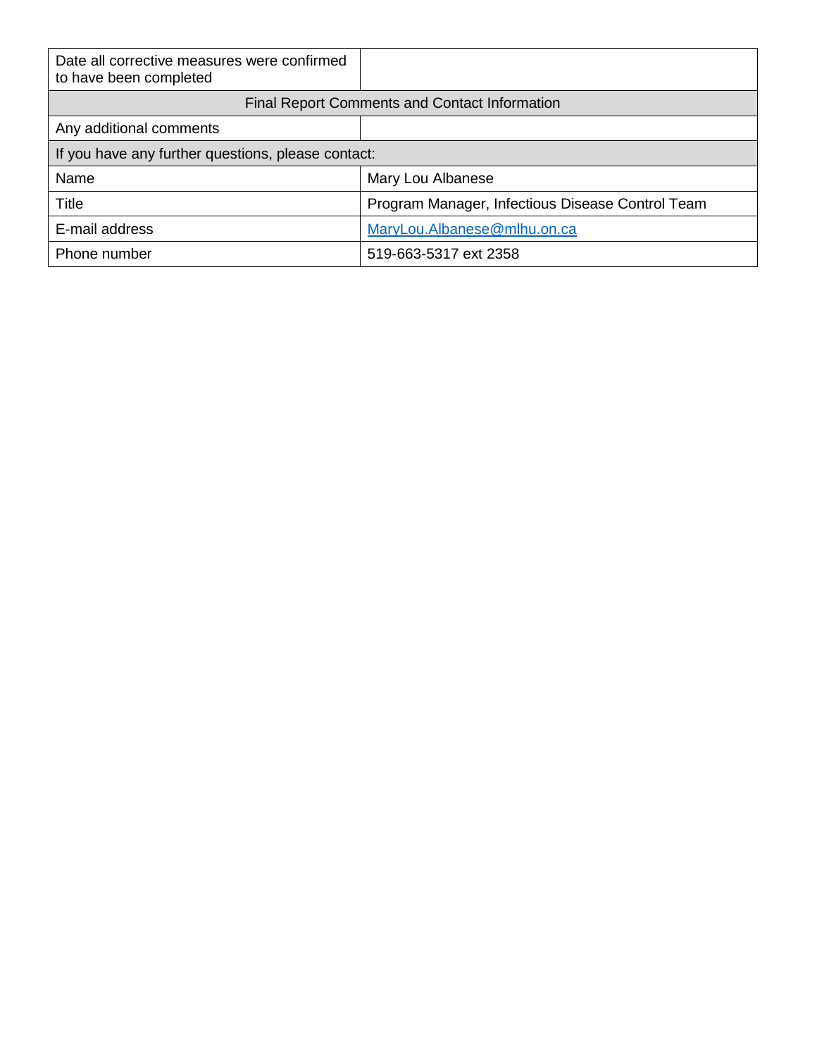| | |
|---|---|
| Date all corrective measures were confirmed to have been completed | |
| Final Report Comments and Contact Information | |
| Any additional comments | |
| If you have any further questions, please contact: | |
| Name | Mary Lou Albanese |
| Title | Program Manager, Infectious Disease Control Team |
| E-mail address | MaryLou.Albanese@mlhu.on.ca |
| Phone number | 519-663-5317 ext 2358 |